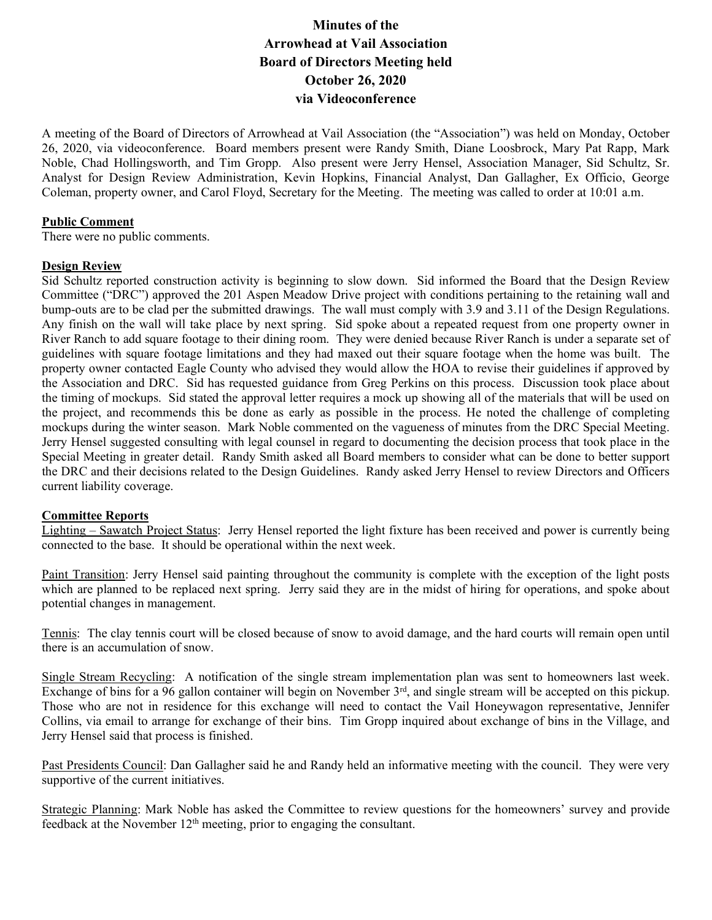# Minutes of the Arrowhead at Vail Association Board of Directors Meeting held October 26, 2020 via Videoconference

A meeting of the Board of Directors of Arrowhead at Vail Association (the "Association") was held on Monday, October 26, 2020, via videoconference. Board members present were Randy Smith, Diane Loosbrock, Mary Pat Rapp, Mark Noble, Chad Hollingsworth, and Tim Gropp. Also present were Jerry Hensel, Association Manager, Sid Schultz, Sr. Analyst for Design Review Administration, Kevin Hopkins, Financial Analyst, Dan Gallagher, Ex Officio, George Coleman, property owner, and Carol Floyd, Secretary for the Meeting. The meeting was called to order at 10:01 a.m.

**Public Comment**

There were no public comments.

**Design Review**

Sid Schultz reported construction activity is beginning to slow down. Sid informed the Board that the Design Review Committee ("DRC") approved the 201 Aspen Meadow Drive project with conditions pertaining to the retaining wall and bump-outs are to be clad per the submitted drawings. The wall must comply with 3.9 and 3.11 of the Design Regulations. Any finish on the wall will take place by next spring. Sid spoke about a repeated request from one property owner in River Ranch to add square footage to their dining room. They were denied because River Ranch is under a separate set of guidelines with square footage limitations and they had maxed out their square footage when the home was built. The property owner contacted Eagle County who advised they would allow the HOA to revise their guidelines if approved by the Association and DRC. Sid has requested guidance from Greg Perkins on this process. Discussion took place about the timing of mockups. Sid stated the approval letter requires a mock up showing all of the materials that will be used on the project, and recommends this be done as early as possible in the process. He noted the challenge of completing mockups during the winter season. Mark Noble commented on the vagueness of minutes from the DRC Special Meeting. Jerry Hensel suggested consulting with legal counsel in regard to documenting the decision process that took place in the Special Meeting in greater detail. Randy Smith asked all Board members to consider what can be done to better support the DRC and their decisions related to the Design Guidelines. Randy asked Jerry Hensel to review Directors and Officers current liability coverage.

**Committee Reports**

Lighting – Sawatch Project Status: Jerry Hensel reported the light fixture has been received and power is currently being connected to the base. It should be operational within the next week.

Paint Transition: Jerry Hensel said painting throughout the community is complete with the exception of the light posts which are planned to be replaced next spring. Jerry said they are in the midst of hiring for operations, and spoke about potential changes in management.

Tennis: The clay tennis court will be closed because of snow to avoid damage, and the hard courts will remain open until there is an accumulation of snow.

Single Stream Recycling: A notification of the single stream implementation plan was sent to homeowners last week. Exchange of bins for a 96 gallon container will begin on November 3rd, and single stream will be accepted on this pickup. Those who are not in residence for this exchange will need to contact the Vail Honeywagon representative, Jennifer Collins, via email to arrange for exchange of their bins. Tim Gropp inquired about exchange of bins in the Village, and Jerry Hensel said that process is finished.

Past Presidents Council: Dan Gallagher said he and Randy held an informative meeting with the council. They were very supportive of the current initiatives.

Strategic Planning: Mark Noble has asked the Committee to review questions for the homeowners' survey and provide feedback at the November 12th meeting, prior to engaging the consultant.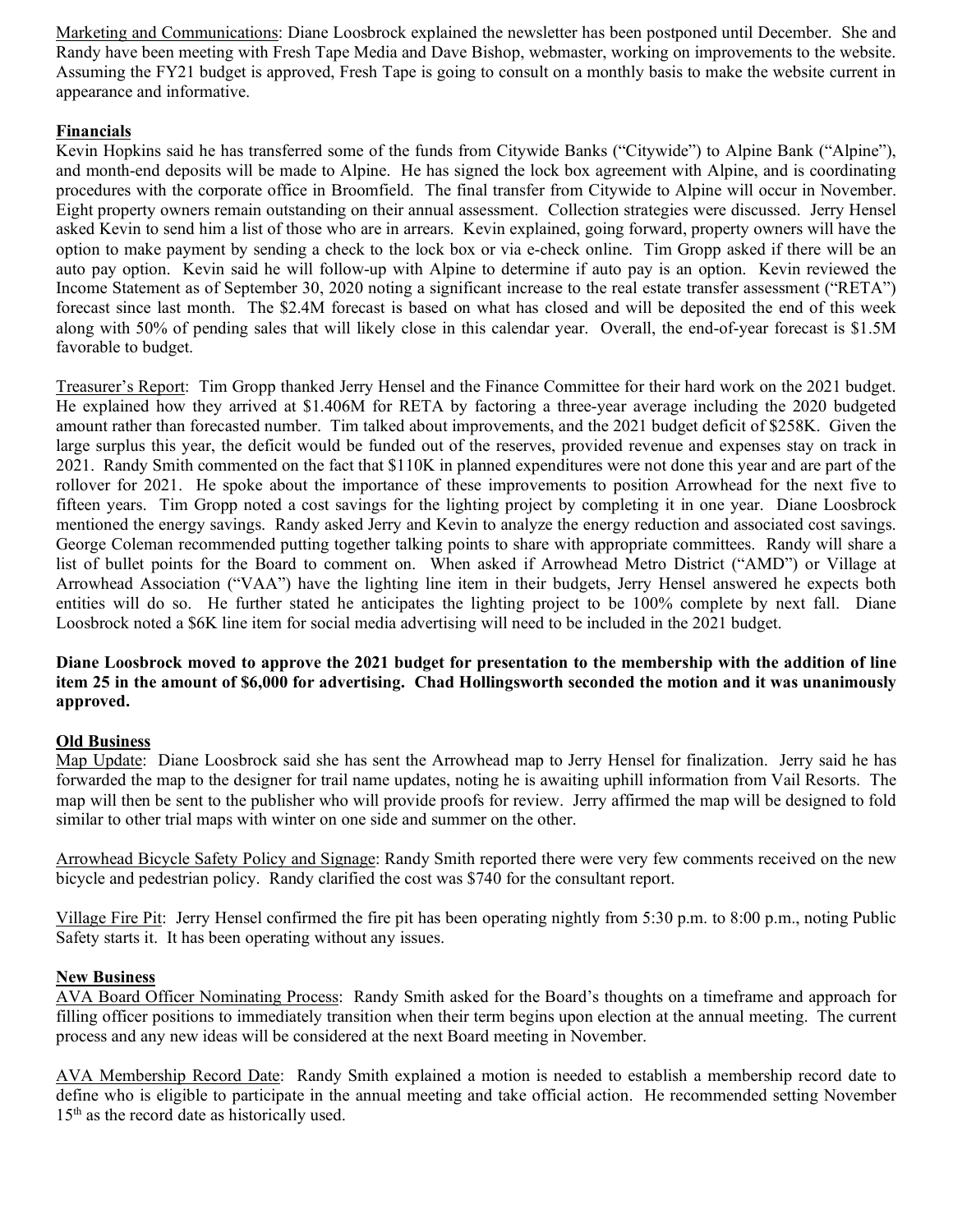Marketing and Communications: Diane Loosbrock explained the newsletter has been postponed until December. She and Randy have been meeting with Fresh Tape Media and Dave Bishop, webmaster, working on improvements to the website. Assuming the FY21 budget is approved, Fresh Tape is going to consult on a monthly basis to make the website current in appearance and informative.

**Financials**

Kevin Hopkins said he has transferred some of the funds from Citywide Banks ("Citywide") to Alpine Bank ("Alpine"), and month-end deposits will be made to Alpine. He has signed the lock box agreement with Alpine, and is coordinating procedures with the corporate office in Broomfield. The final transfer from Citywide to Alpine will occur in November. Eight property owners remain outstanding on their annual assessment. Collection strategies were discussed. Jerry Hensel asked Kevin to send him a list of those who are in arrears. Kevin explained, going forward, property owners will have the option to make payment by sending a check to the lock box or via e-check online. Tim Gropp asked if there will be an auto pay option. Kevin said he will follow-up with Alpine to determine if auto pay is an option. Kevin reviewed the Income Statement as of September 30, 2020 noting a significant increase to the real estate transfer assessment ("RETA") forecast since last month. The $2.4M forecast is based on what has closed and will be deposited the end of this week along with 50% of pending sales that will likely close in this calendar year. Overall, the end-of-year forecast is $1.5M favorable to budget.

Treasurer's Report: Tim Gropp thanked Jerry Hensel and the Finance Committee for their hard work on the 2021 budget. He explained how they arrived at $1.406M for RETA by factoring a three-year average including the 2020 budgeted amount rather than forecasted number. Tim talked about improvements, and the 2021 budget deficit of $258K. Given the large surplus this year, the deficit would be funded out of the reserves, provided revenue and expenses stay on track in 2021. Randy Smith commented on the fact that $110K in planned expenditures were not done this year and are part of the rollover for 2021. He spoke about the importance of these improvements to position Arrowhead for the next five to fifteen years. Tim Gropp noted a cost savings for the lighting project by completing it in one year. Diane Loosbrock mentioned the energy savings. Randy asked Jerry and Kevin to analyze the energy reduction and associated cost savings. George Coleman recommended putting together talking points to share with appropriate committees. Randy will share a list of bullet points for the Board to comment on. When asked if Arrowhead Metro District ("AMD") or Village at Arrowhead Association ("VAA") have the lighting line item in their budgets, Jerry Hensel answered he expects both entities will do so. He further stated he anticipates the lighting project to be 100% complete by next fall. Diane Loosbrock noted a $6K line item for social media advertising will need to be included in the 2021 budget.

**Diane Loosbrock moved to approve the 2021 budget for presentation to the membership with the addition of line item 25 in the amount of $6,000 for advertising. Chad Hollingsworth seconded the motion and it was unanimously approved.**

**Old Business**

Map Update: Diane Loosbrock said she has sent the Arrowhead map to Jerry Hensel for finalization. Jerry said he has forwarded the map to the designer for trail name updates, noting he is awaiting uphill information from Vail Resorts. The map will then be sent to the publisher who will provide proofs for review. Jerry affirmed the map will be designed to fold similar to other trial maps with winter on one side and summer on the other.

Arrowhead Bicycle Safety Policy and Signage: Randy Smith reported there were very few comments received on the new bicycle and pedestrian policy. Randy clarified the cost was $740 for the consultant report.

Village Fire Pit: Jerry Hensel confirmed the fire pit has been operating nightly from 5:30 p.m. to 8:00 p.m., noting Public Safety starts it. It has been operating without any issues.

**New Business**

AVA Board Officer Nominating Process: Randy Smith asked for the Board's thoughts on a timeframe and approach for filling officer positions to immediately transition when their term begins upon election at the annual meeting. The current process and any new ideas will be considered at the next Board meeting in November.

AVA Membership Record Date: Randy Smith explained a motion is needed to establish a membership record date to define who is eligible to participate in the annual meeting and take official action. He recommended setting November 15th as the record date as historically used.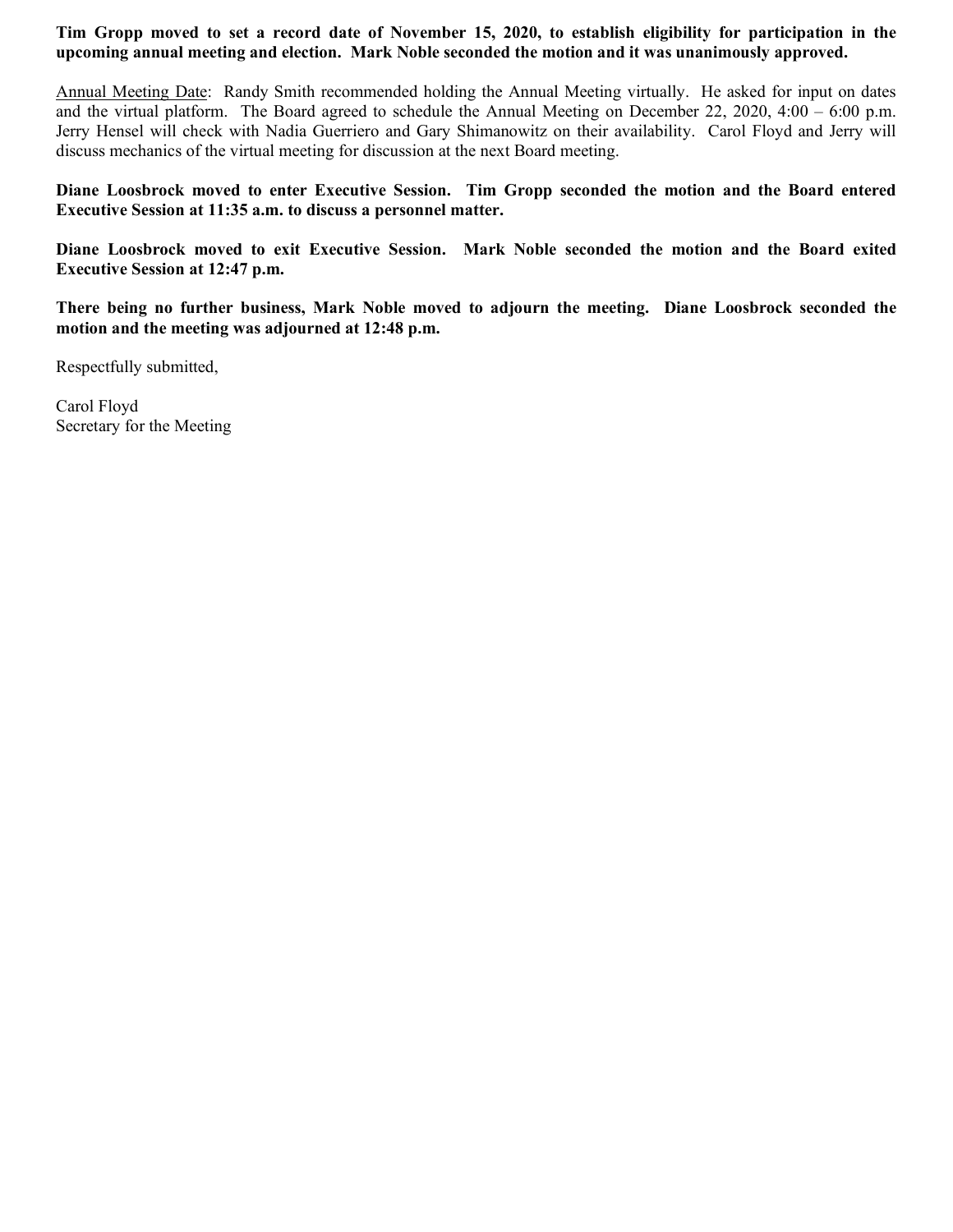**Tim Gropp moved to set a record date of November 15, 2020, to establish eligibility for participation in the upcoming annual meeting and election. Mark Noble seconded the motion and it was unanimously approved.**

Annual Meeting Date: Randy Smith recommended holding the Annual Meeting virtually. He asked for input on dates and the virtual platform. The Board agreed to schedule the Annual Meeting on December 22, 2020, 4:00 – 6:00 p.m. Jerry Hensel will check with Nadia Guerriero and Gary Shimanowitz on their availability. Carol Floyd and Jerry will discuss mechanics of the virtual meeting for discussion at the next Board meeting.

**Diane Loosbrock moved to enter Executive Session. Tim Gropp seconded the motion and the Board entered Executive Session at 11:35 a.m. to discuss a personnel matter.**

**Diane Loosbrock moved to exit Executive Session. Mark Noble seconded the motion and the Board exited Executive Session at 12:47 p.m.**

**There being no further business, Mark Noble moved to adjourn the meeting. Diane Loosbrock seconded the motion and the meeting was adjourned at 12:48 p.m.**

Respectfully submitted,

Carol Floyd
Secretary for the Meeting